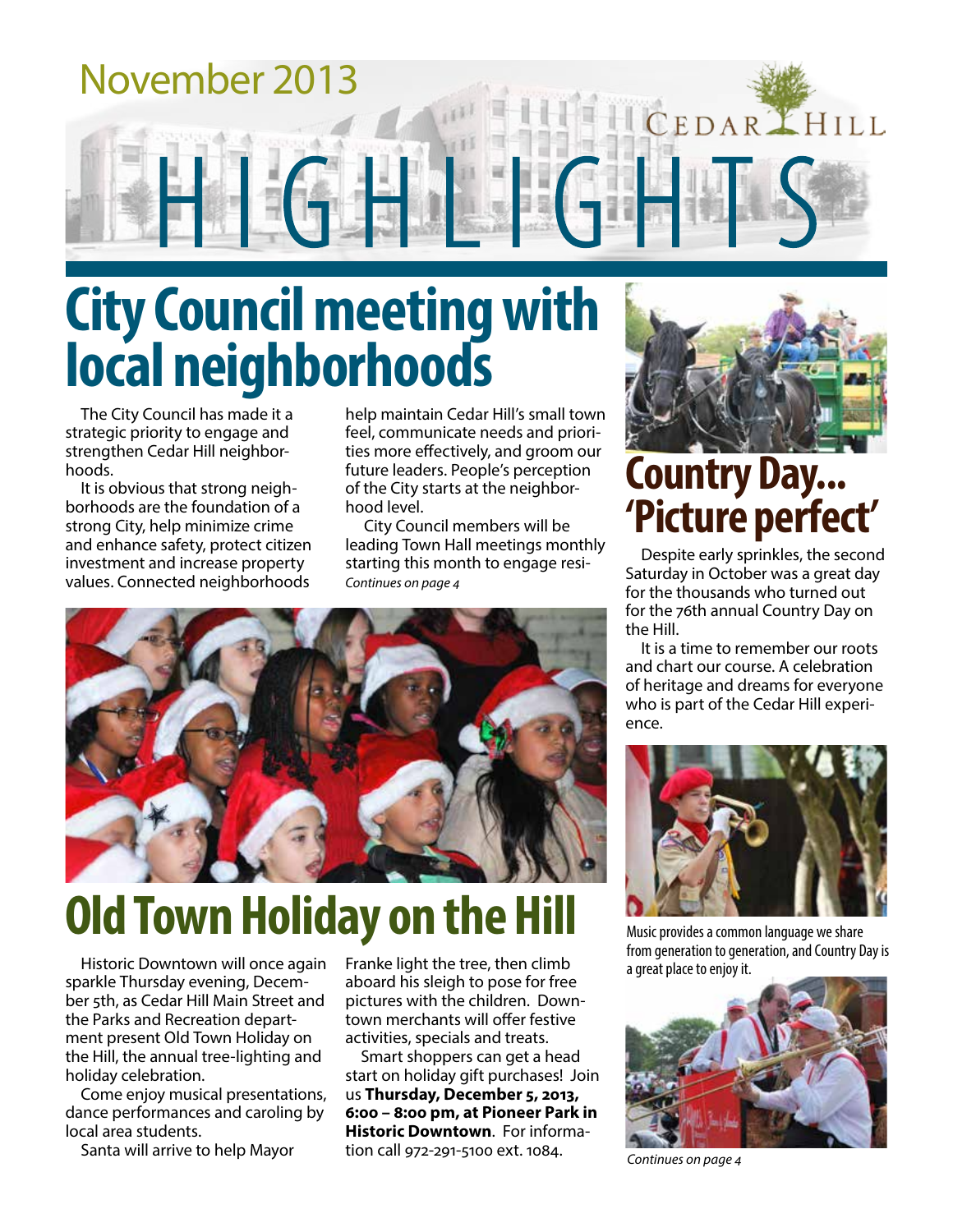November 2013

# Cedar Hill HIGHLIGHTS

## City Council meeting with local neighborhoods

The City Council has made it a strategic priority to engage and strengthen Cedar Hill neighborhoods.

It is obvious that strong neighborhoods are the foundation of a strong City, help minimize crime and enhance safety, protect citizen investment and increase property values. Connected neighborhoods help maintain Cedar Hill's small town feel, communicate needs and priorities more effectively, and groom our future leaders. People's perception of the City starts at the neighborhood level.

City Council members will be leading Town Hall meetings monthly starting this month to engage resi-

*Continues on page 4*

## Old Town Holiday on the Hill

Historic Downtown will once again sparkle Thursday evening, December 5th, as Cedar Hill Main Street and the Parks and Recreation department present Old Town Holiday on the Hill, the annual tree-lighting and holiday celebration.

Come enjoy musical presentations, dance performances and caroling by local area students.

Santa will arrive to help Mayor Franke light the tree, then climb aboard his sleigh to pose for free pictures with the children. Downtown merchants will offer festive activities, specials and treats.

Smart shoppers can get a head start on holiday gift purchases! Join us **Thursday, December 5, 2013, 6:00 – 8:00 pm, at Pioneer Park in Historic Downtown**. For information call 972-291-5100 ext. 1084.

## Country Day... 'Picture perfect'

Despite early sprinkles, the second Saturday in October was a great day for the thousands who turned out for the 76th annual Country Day on the Hill.

It is a time to remember our roots and chart our course. A celebration of heritage and dreams for everyone who is part of the Cedar Hill experience.

Music provides a common language we share from generation to generation, and Country Day is a great place to enjoy it.

*Continues on page 4*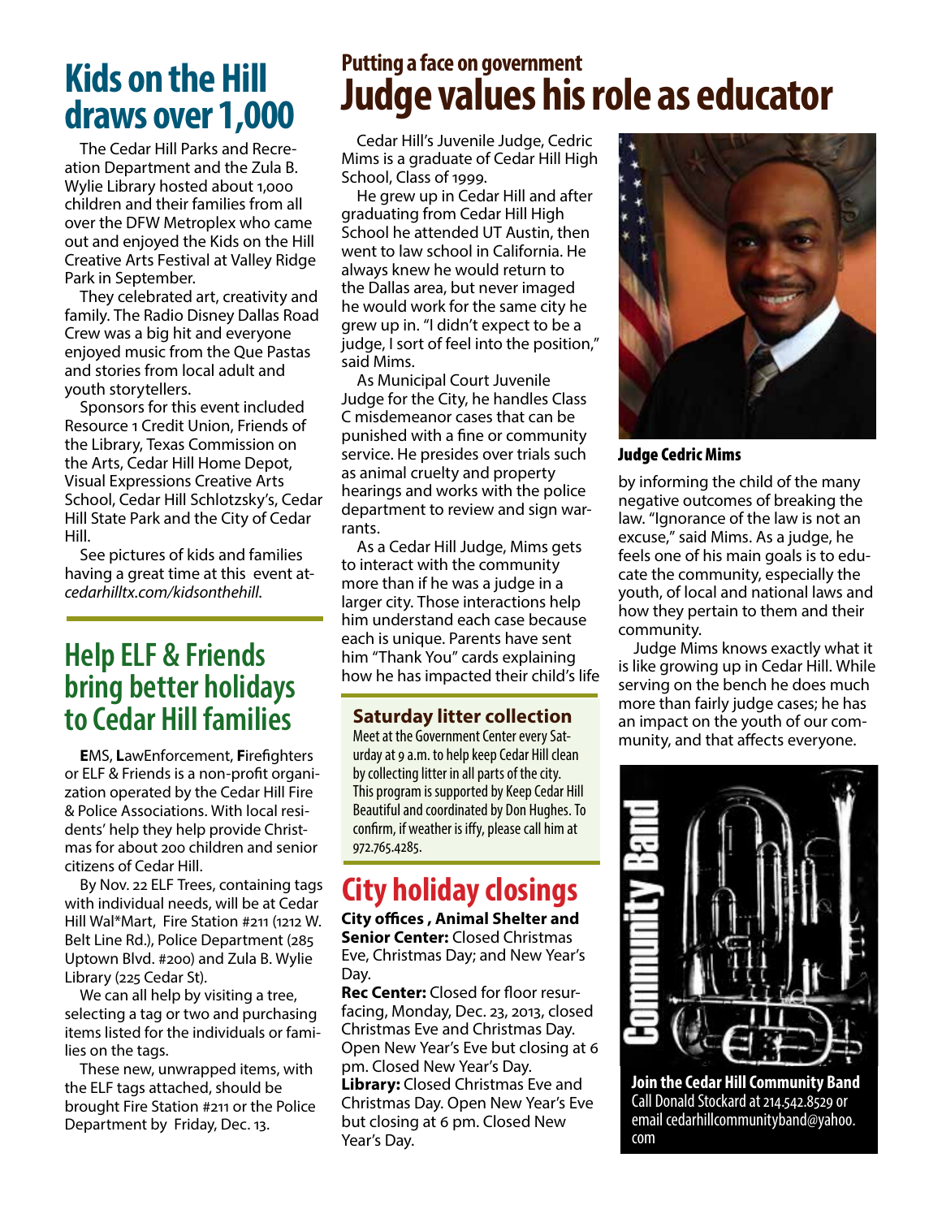# Kids on the Hill draws over 1,000

The Cedar Hill Parks and Recreation Department and the Zula B. Wylie Library hosted about 1,000 children and their families from all over the DFW Metroplex who came out and enjoyed the Kids on the Hill Creative Arts Festival at Valley Ridge Park in September.

They celebrated art, creativity and family. The Radio Disney Dallas Road Crew was a big hit and everyone enjoyed music from the Que Pastas and stories from local adult and youth storytellers.

Sponsors for this event included Resource 1 Credit Union, Friends of the Library, Texas Commission on the Arts, Cedar Hill Home Depot, Visual Expressions Creative Arts School, Cedar Hill Schlotzsky's, Cedar Hill State Park and the City of Cedar Hill.

See pictures of kids and families having a great time at this event at- *cedarhilltx.com/kidsonthehill.*

# Help ELF & Friends bring better holidays to Cedar Hill families

**E**MS, **L**awEnforcement, **F**irefighters or ELF & Friends is a non-profit organization operated by the Cedar Hill Fire & Police Associations. With local residents' help they help provide Christmas for about 200 children and senior citizens of Cedar Hill.

By Nov. 22 ELF Trees, containing tags with individual needs, will be at Cedar Hill Wal*Mart, Fire Station #211 (1212 W. Belt Line Rd.), Police Department (285 Uptown Blvd. #200) and Zula B. Wylie Library (225 Cedar St).

We can all help by visiting a tree, selecting a tag or two and purchasing items listed for the individuals or families on the tags.

These new, unwrapped items, with the ELF tags attached, should be brought Fire Station #211 or the Police Department by Friday, Dec. 13.

## Putting a face on government

# Judge values his role as educator

Cedar Hill's Juvenile Judge, Cedric Mims is a graduate of Cedar Hill High School, Class of 1999.

He grew up in Cedar Hill and after graduating from Cedar Hill High School he attended UT Austin, then went to law school in California. He always knew he would return to the Dallas area, but never imaged he would work for the same city he grew up in. "I didn't expect to be a judge, I sort of feel into the position," said Mims.

As Municipal Court Juvenile Judge for the City, he handles Class C misdemeanor cases that can be punished with a fine or community service. He presides over trials such as animal cruelty and property hearings and works with the police department to review and sign warrants.

As a Cedar Hill Judge, Mims gets to interact with the community more than if he was a judge in a larger city. Those interactions help him understand each case because each is unique. Parents have sent him "Thank You" cards explaining how he has impacted their child's life by informing the child of the many negative outcomes of breaking the law. "Ignorance of the law is not an excuse," said Mims. As a judge, he feels one of his main goals is to educate the community, especially the youth, of local and national laws and how they pertain to them and their community.

Judge Mims knows exactly what it is like growing up in Cedar Hill. While serving on the bench he does much more than fairly judge cases; he has an impact on the youth of our community, and that affects everyone.

**Judge Cedric Mims**

### Saturday litter collection

Meet at the Government Center every Saturday at 9 a.m. to help keep Cedar Hill clean by collecting litter in all parts of the city. This program is supported by Keep Cedar Hill Beautiful and coordinated by Don Hughes. To confirm, if weather is iffy, please call him at 972.765.4285.

# City holiday closings

**City offices , Animal Shelter and Senior Center:** Closed Christmas Eve, Christmas Day; and New Year's Day.

**Rec Center:** Closed for floor resurfacing, Monday, Dec. 23, 2013, closed Christmas Eve and Christmas Day. Open New Year's Eve but closing at 6 pm. Closed New Year's Day.

**Library:** Closed Christmas Eve and Christmas Day. Open New Year's Eve but closing at 6 pm. Closed New Year's Day.

**Community Band**

**Join the Cedar Hill Community Band**
Call Donald Stockard at 214.542.8529 or email cedarhillcommunityband@yahoo.com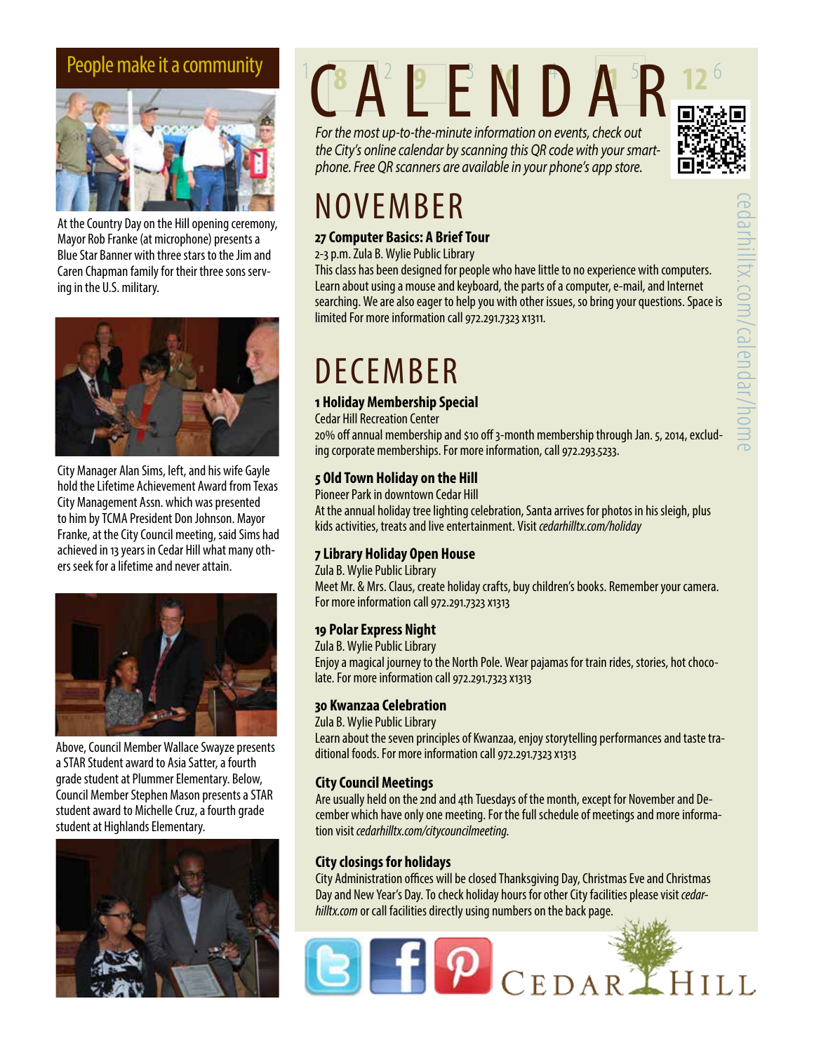## People make it a community

At the Country Day on the Hill opening ceremony, Mayor Rob Franke (at microphone) presents a Blue Star Banner with three stars to the Jim and Caren Chapman family for their three sons serving in the U.S. military.

City Manager Alan Sims, left, and his wife Gayle hold the Lifetime Achievement Award from Texas City Management Assn. which was presented to him by TCMA President Don Johnson. Mayor Franke, at the City Council meeting, said Sims had achieved in 13 years in Cedar Hill what many others seek for a lifetime and never attain.

Above, Council Member Wallace Swayze presents a STAR Student award to Asia Satter, a fourth grade student at Plummer Elementary. Below, Council Member Stephen Mason presents a STAR student award to Michelle Cruz, a fourth grade student at Highlands Elementary.

# CALENDAR

*For the most up-to-the-minute information on events, check out the City's online calendar by scanning this QR code with your smartphone. Free QR scanners are available in your phone's app store.*

cedarhilltx.com/calendar/home

## NOVEMBER

### 27 Computer Basics: A Brief Tour

2-3 p.m. Zula B. Wylie Public Library

This class has been designed for people who have little to no experience with computers. Learn about using a mouse and keyboard, the parts of a computer, e-mail, and Internet searching. We are also eager to help you with other issues, so bring your questions. Space is limited For more information call 972.291.7323 x1311.

## DECEMBER

### 1 Holiday Membership Special

Cedar Hill Recreation Center

20% off annual membership and $10 off 3-month membership through Jan. 5, 2014, excluding corporate memberships. For more information, call 972.293.5233.

### 5 Old Town Holiday on the Hill

Pioneer Park in downtown Cedar Hill

At the annual holiday tree lighting celebration, Santa arrives for photos in his sleigh, plus kids activities, treats and live entertainment. Visit *cedarhilltx.com/holiday*

### 7 Library Holiday Open House

Zula B. Wylie Public Library

Meet Mr. & Mrs. Claus, create holiday crafts, buy children's books. Remember your camera. For more information call 972.291.7323 x1313

### 19 Polar Express Night

Zula B. Wylie Public Library

Enjoy a magical journey to the North Pole. Wear pajamas for train rides, stories, hot chocolate. For more information call 972.291.7323 x1313

### 30 Kwanzaa Celebration

Zula B. Wylie Public Library

Learn about the seven principles of Kwanzaa, enjoy storytelling performances and taste traditional foods. For more information call 972.291.7323 x1313

### City Council Meetings

Are usually held on the 2nd and 4th Tuesdays of the month, except for November and December which have only one meeting. For the full schedule of meetings and more information visit *cedarhilltx.com/citycouncilmeeting.*

### City closings for holidays

City Administration offices will be closed Thanksgiving Day, Christmas Eve and Christmas Day and New Year's Day. To check holiday hours for other City facilities please visit *cedarhilltx.com* or call facilities directly using numbers on the back page.

CEDAR HILL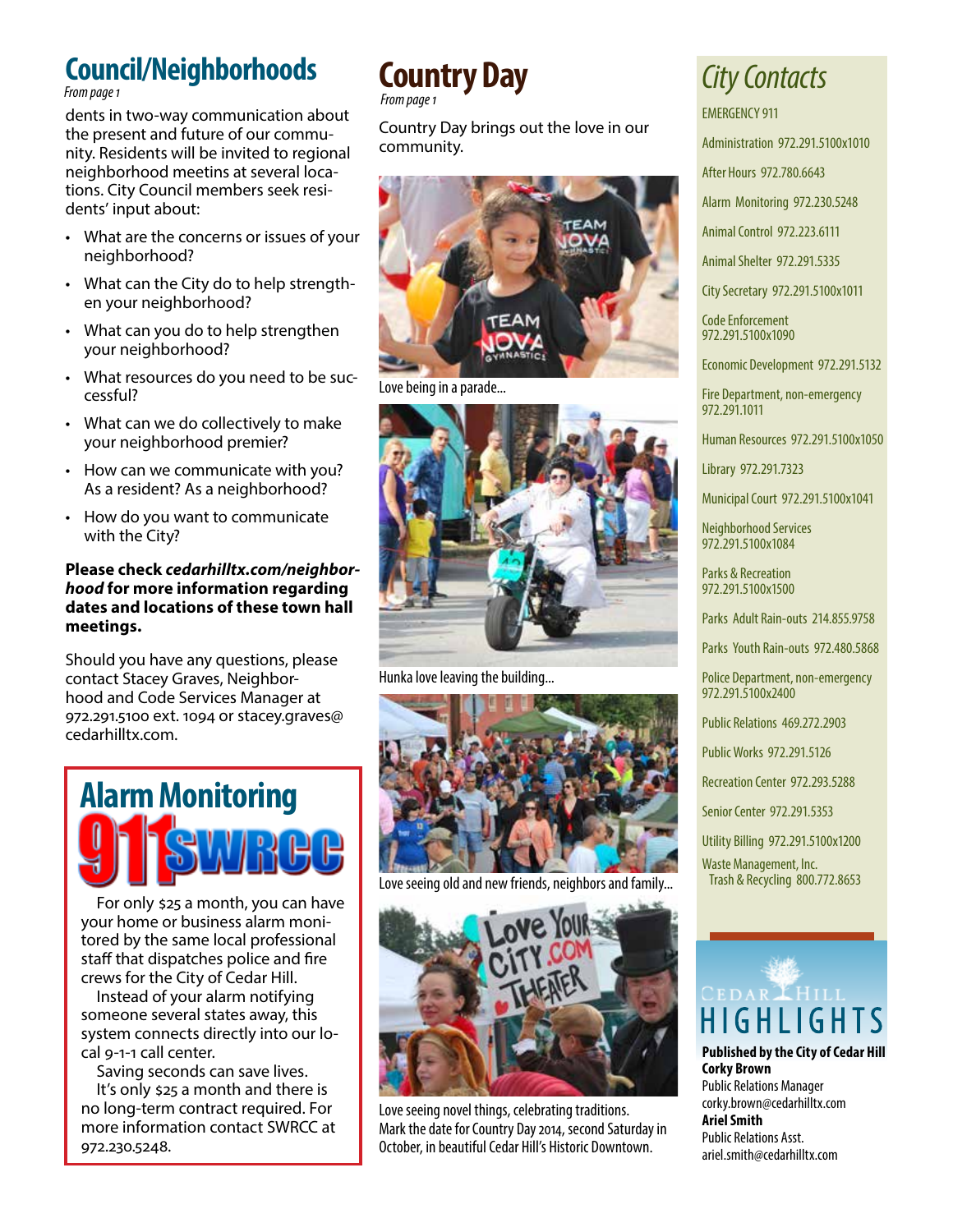## Council/Neighborhoods

*From page 1*

dents in two-way communication about the present and future of our community. Residents will be invited to regional neighborhood meetins at several locations. City Council members seek residents' input about:

- What are the concerns or issues of your neighborhood?
- What can the City do to help strengthen your neighborhood?
- What can you do to help strengthen your neighborhood?
- What resources do you need to be successful?
- What can we do collectively to make your neighborhood premier?
- How can we communicate with you? As a resident? As a neighborhood?
- How do you want to communicate with the City?

**Please check *cedarhilltx.com/neighborhood* for more information regarding dates and locations of these town hall meetings.**

Should you have any questions, please contact Stacey Graves, Neighborhood and Code Services Manager at 972.291.5100 ext. 1094 or stacey.graves@cedarhilltx.com.

## Alarm Monitoring

911 SWRCC

For only $25 a month, you can have your home or business alarm monitored by the same local professional staff that dispatches police and fire crews for the City of Cedar Hill.

Instead of your alarm notifying someone several states away, this system connects directly into our local 9-1-1 call center.

Saving seconds can save lives.

It's only $25 a month and there is no long-term contract required. For more information contact SWRCC at 972.230.5248.

## Country Day

*From page 1*

Country Day brings out the love in our community.

Love being in a parade...

Hunka love leaving the building...

Love seeing old and new friends, neighbors and family...

Love seeing novel things, celebrating traditions. Mark the date for Country Day 2014, second Saturday in October, in beautiful Cedar Hill's Historic Downtown.

## City Contacts

EMERGENCY 911

Administration 972.291.5100x1010

After Hours 972.780.6643

Alarm Monitoring 972.230.5248

Animal Control 972.223.6111

Animal Shelter 972.291.5335

City Secretary 972.291.5100x1011

Code Enforcement 972.291.5100x1090

Economic Development 972.291.5132

Fire Department, non-emergency 972.291.1011

Human Resources 972.291.5100x1050

Library 972.291.7323

Municipal Court 972.291.5100x1041

Neighborhood Services 972.291.5100x1084

Parks & Recreation 972.291.5100x1500

Parks Adult Rain-outs 214.855.9758

Parks Youth Rain-outs 972.480.5868

Police Department, non-emergency 972.291.5100x2400

Public Relations 469.272.2903

Public Works 972.291.5126

Recreation Center 972.293.5288

Senior Center 972.291.5353

Utility Billing 972.291.5100x1200

Waste Management, Inc. Trash & Recycling 800.772.8653

CEDAR HILL HIGHLIGHTS

**Published by the City of Cedar Hill**

**Corky Brown**
Public Relations Manager
corky.brown@cedarhilltx.com

**Ariel Smith**
Public Relations Asst.
ariel.smith@cedarhilltx.com